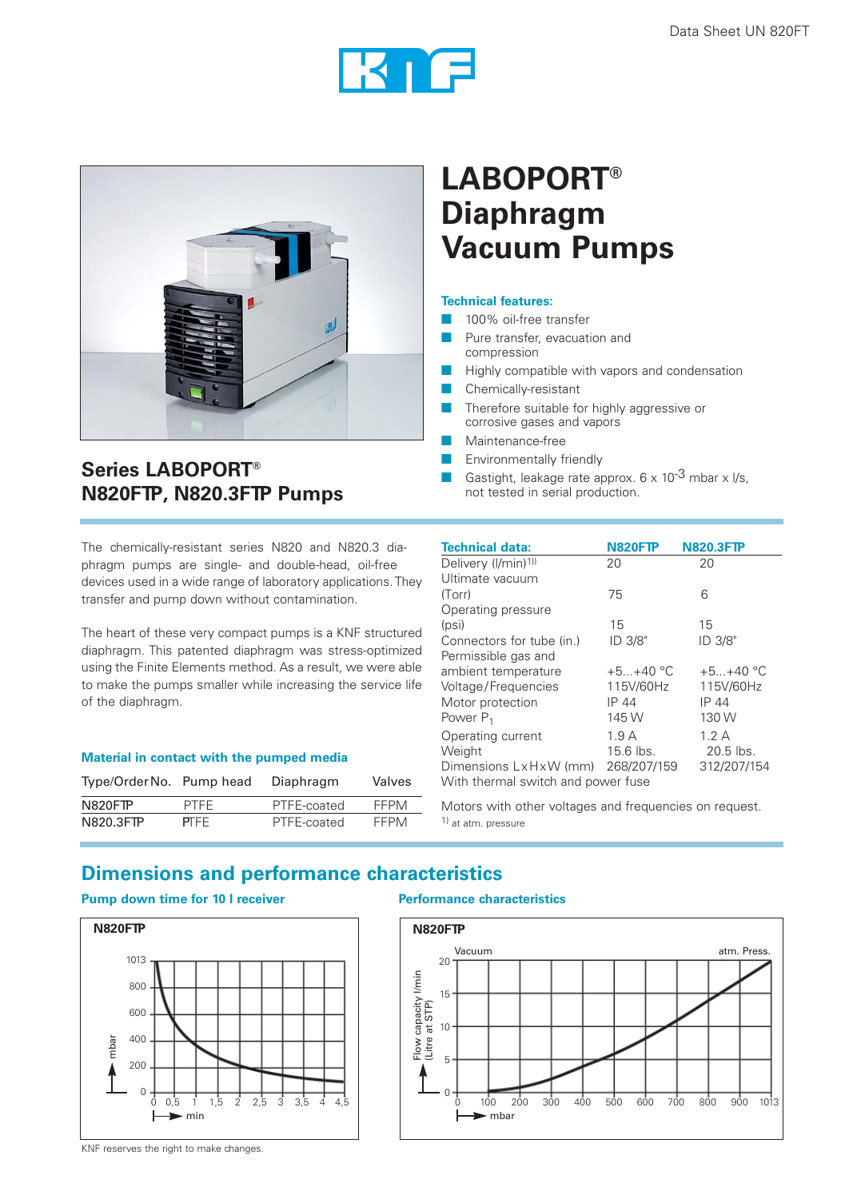# LABOPORT® Diaphragm Vacuum Pumps

## Series LABOPORT® N820FTP, N820.3FTP Pumps

### Technical features:

- 100% oil-free transfer
- Pure transfer, evacuation and compression
- Highly compatible with vapors and condensation
- Chemically-resistant
- Therefore suitable for highly aggressive or corrosive gases and vapors
- Maintenance-free
- Environmentally friendly
- Gastight, leakage rate approx. 6 x $10^{-3}$ mbar x l/s, not tested in serial production.

The chemically-resistant series N820 and N820.3 diaphragm pumps are single- and double-head, oil-free devices used in a wide range of laboratory applications. They transfer and pump down without contamination.

The heart of these very compact pumps is a KNF structured diaphragm. This patented diaphragm was stress-optimized using the Finite Elements method. As a result, we were able to make the pumps smaller while increasing the service life of the diaphragm.

### Material in contact with the pumped media

| Type/Order No. | Pump head | Diaphragm | Valves |
|---|---|---|---|
| N820FTP | PTFE | PTFE-coated | FFPM |
| N820.3FTP | PTFE | PTFE-coated | FFPM |

### Technical data:

| Technical data: | N820FTP | N820.3FTP |
|---|---|---|
| Delivery (l/min)[1] | 20 | 20 |
| Ultimate vacuum (Torr) | 75 | 6 |
| Operating pressure (psi) | 15 | 15 |
| Connectors for tube (in.) | ID 3/8" | ID 3/8" |
| Permissible gas and ambient temperature | +5...+40 °C | +5...+40 °C |
| Voltage/Frequencies | 115V/60Hz | 115V/60Hz |
| Motor protection | IP 44 | IP 44 |
| Power $P_1$ | 145 W | 130 W |
| Operating current | 1.9 A | 1.2 A |
| Weight | 15.6 lbs. | 20.5 lbs. |
| Dimensions LxHxW (mm) | 268/207/159 | 312/207/154 |

With thermal switch and power fuse

Motors with other voltages and frequencies on request.

[1] at atm. pressure

## Dimensions and performance characteristics

### Pump down time for 10 l receiver

N820FTP

(Chart: mbar, 0–1013, vs. min, 0–4,5)

### Performance characteristics

N820FTP

(Chart: Flow capacity l/min (Litre at STP), 0–20, vs. mbar, 0–1013; Vacuum … atm. Press.)

KNF reserves the right to make changes.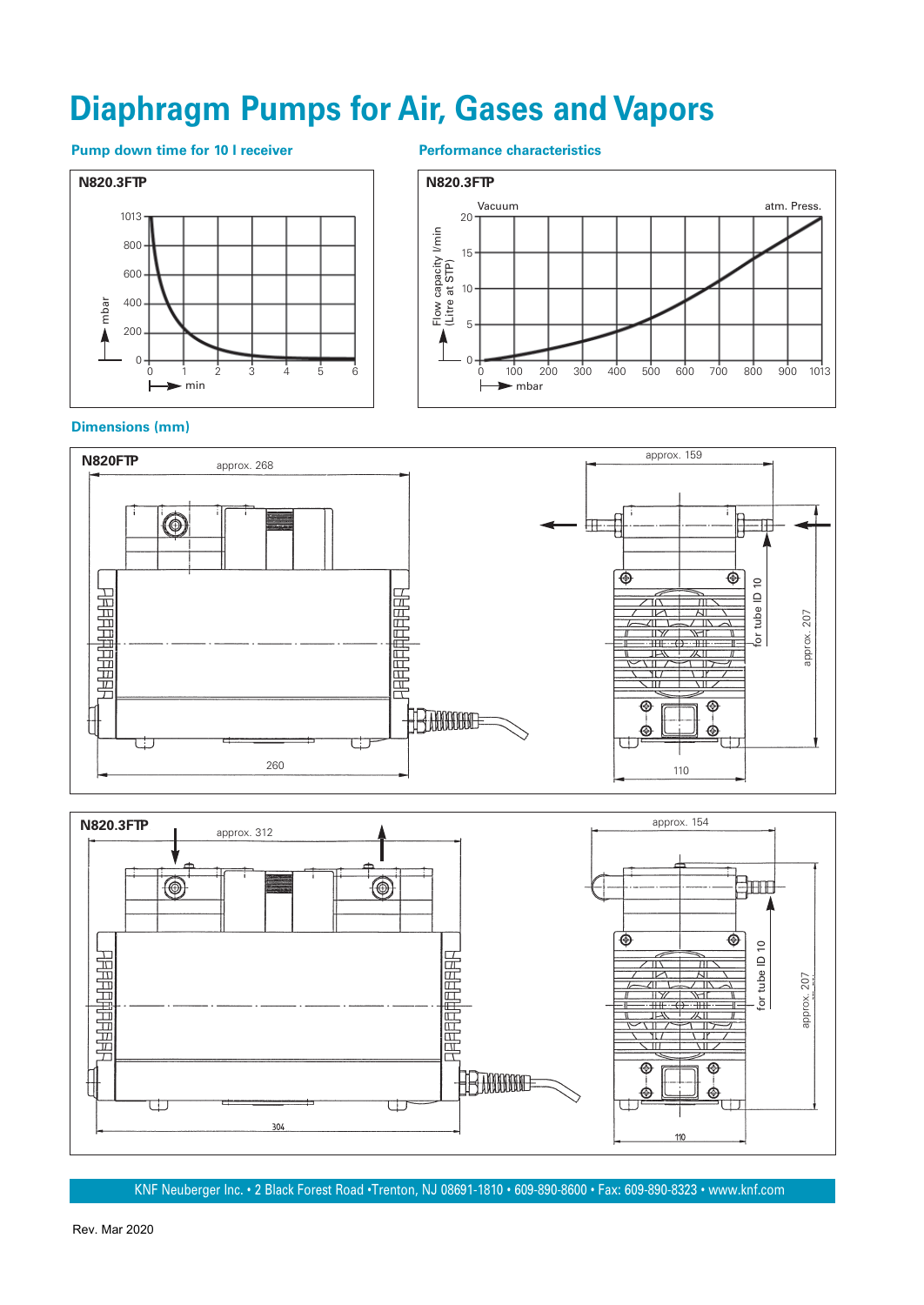# Diaphragm Pumps for Air, Gases and Vapors

### Pump down time for 10 l receiver

**N820.3FTP**

mbar

1013
800
600
400
200
0

0 1 2 3 4 5 6

min

### Performance characteristics

**N820.3FTP**

Vacuum

atm. Press.

Flow capacity l/min (Litre at STP)

20
15
10
5
0

0 100 200 300 400 500 600 700 800 900 1013

mbar

### Dimensions (mm)

**N820FTP**

approx. 268

260

approx. 159

for tube ID 10

approx. 207

110

**N820.3FTP**

approx. 312

304

approx. 154

for tube ID 10

approx. 207

110

KNF Neuberger Inc. • 2 Black Forest Road •Trenton, NJ 08691-1810 • 609-890-8600 • Fax: 609-890-8323 • www.knf.com

Rev. Mar 2020